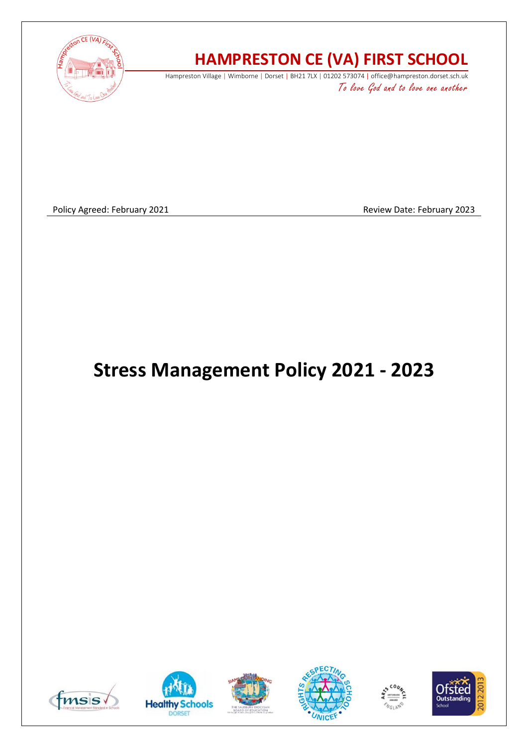# HAMPRESTON CE (VA) FIRST SCHOOL

Hampreston Village | Wimborne | Dorset | BH21 7LX | 01202 573074 | office@hampreston.dorset.sch.uk

*To love God and to love one another*

Policy Agreed: February 2021 Review Date: February 2023

# Stress Management Policy 2021 - 2023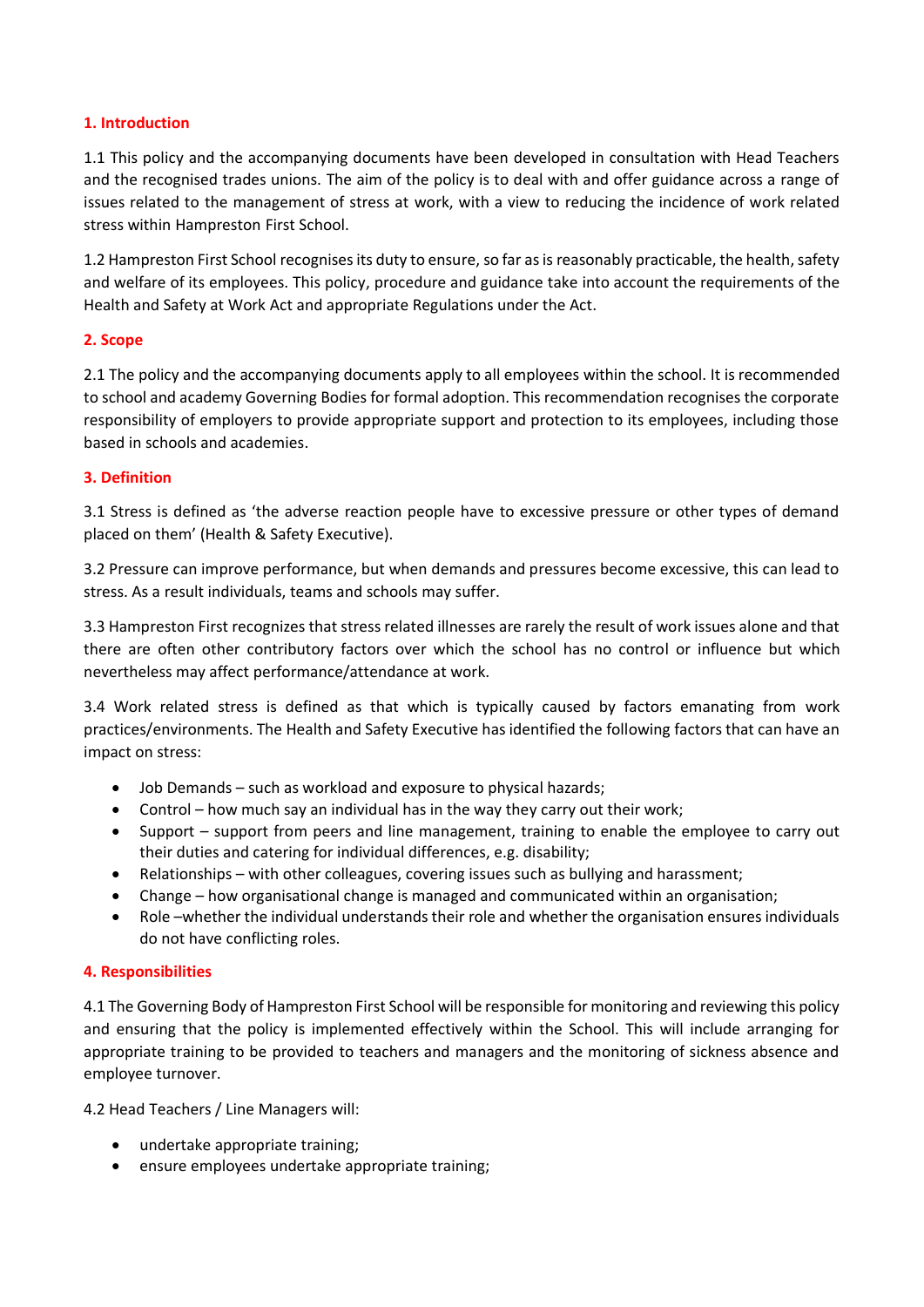## 1. Introduction

1.1 This policy and the accompanying documents have been developed in consultation with Head Teachers and the recognised trades unions. The aim of the policy is to deal with and offer guidance across a range of issues related to the management of stress at work, with a view to reducing the incidence of work related stress within Hampreston First School.

1.2 Hampreston First School recognises its duty to ensure, so far as is reasonably practicable, the health, safety and welfare of its employees. This policy, procedure and guidance take into account the requirements of the Health and Safety at Work Act and appropriate Regulations under the Act.

## 2. Scope

2.1 The policy and the accompanying documents apply to all employees within the school. It is recommended to school and academy Governing Bodies for formal adoption. This recommendation recognises the corporate responsibility of employers to provide appropriate support and protection to its employees, including those based in schools and academies.

## 3. Definition

3.1 Stress is defined as 'the adverse reaction people have to excessive pressure or other types of demand placed on them' (Health & Safety Executive).

3.2 Pressure can improve performance, but when demands and pressures become excessive, this can lead to stress. As a result individuals, teams and schools may suffer.

3.3 Hampreston First recognizes that stress related illnesses are rarely the result of work issues alone and that there are often other contributory factors over which the school has no control or influence but which nevertheless may affect performance/attendance at work.

3.4 Work related stress is defined as that which is typically caused by factors emanating from work practices/environments. The Health and Safety Executive has identified the following factors that can have an impact on stress:

- Job Demands – such as workload and exposure to physical hazards;
- Control – how much say an individual has in the way they carry out their work;
- Support – support from peers and line management, training to enable the employee to carry out their duties and catering for individual differences, e.g. disability;
- Relationships – with other colleagues, covering issues such as bullying and harassment;
- Change – how organisational change is managed and communicated within an organisation;
- Role –whether the individual understands their role and whether the organisation ensures individuals do not have conflicting roles.

## 4. Responsibilities

4.1 The Governing Body of Hampreston First School will be responsible for monitoring and reviewing this policy and ensuring that the policy is implemented effectively within the School. This will include arranging for appropriate training to be provided to teachers and managers and the monitoring of sickness absence and employee turnover.

4.2 Head Teachers / Line Managers will:

- undertake appropriate training;
- ensure employees undertake appropriate training;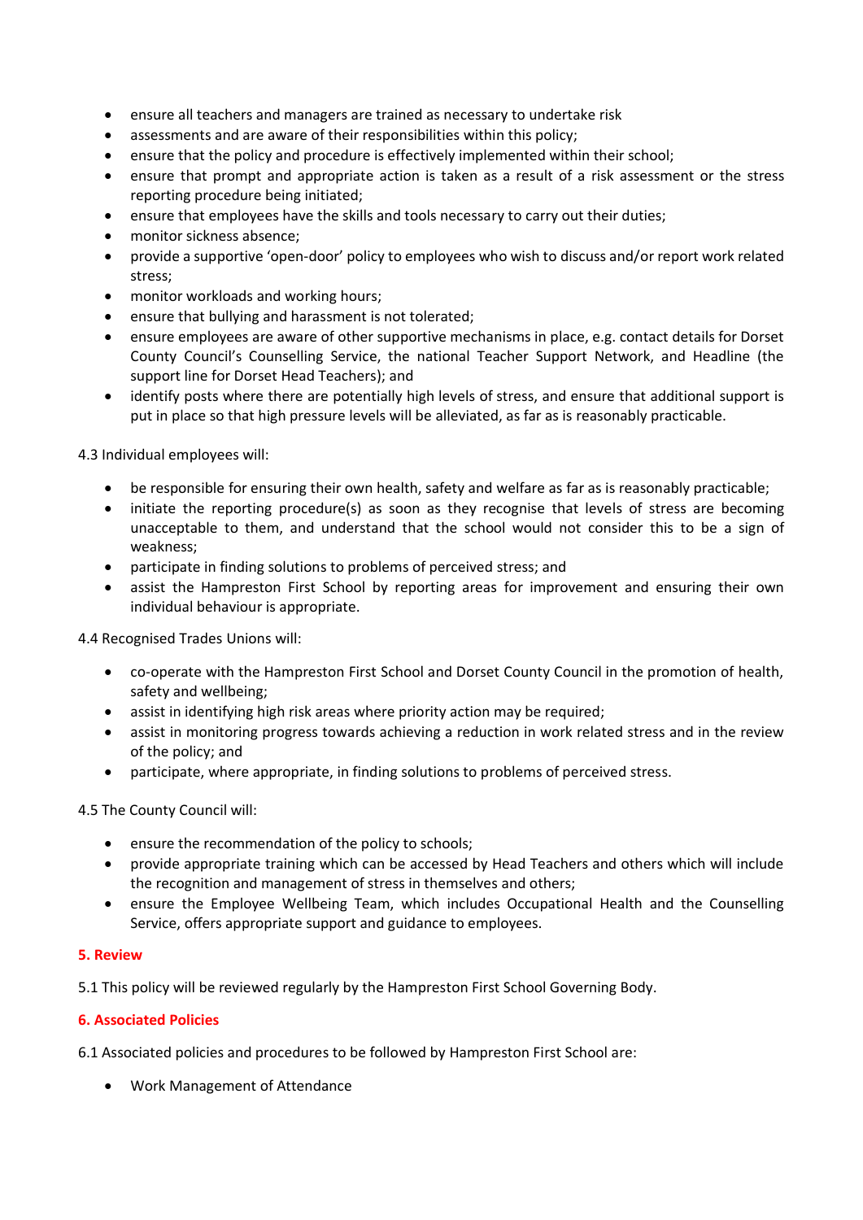- ensure all teachers and managers are trained as necessary to undertake risk
- assessments and are aware of their responsibilities within this policy;
- ensure that the policy and procedure is effectively implemented within their school;
- ensure that prompt and appropriate action is taken as a result of a risk assessment or the stress reporting procedure being initiated;
- ensure that employees have the skills and tools necessary to carry out their duties;
- monitor sickness absence;
- provide a supportive 'open-door' policy to employees who wish to discuss and/or report work related stress;
- monitor workloads and working hours;
- ensure that bullying and harassment is not tolerated;
- ensure employees are aware of other supportive mechanisms in place, e.g. contact details for Dorset County Council's Counselling Service, the national Teacher Support Network, and Headline (the support line for Dorset Head Teachers); and
- identify posts where there are potentially high levels of stress, and ensure that additional support is put in place so that high pressure levels will be alleviated, as far as is reasonably practicable.

4.3 Individual employees will:

- be responsible for ensuring their own health, safety and welfare as far as is reasonably practicable;
- initiate the reporting procedure(s) as soon as they recognise that levels of stress are becoming unacceptable to them, and understand that the school would not consider this to be a sign of weakness;
- participate in finding solutions to problems of perceived stress; and
- assist the Hampreston First School by reporting areas for improvement and ensuring their own individual behaviour is appropriate.

4.4 Recognised Trades Unions will:

- co-operate with the Hampreston First School and Dorset County Council in the promotion of health, safety and wellbeing;
- assist in identifying high risk areas where priority action may be required;
- assist in monitoring progress towards achieving a reduction in work related stress and in the review of the policy; and
- participate, where appropriate, in finding solutions to problems of perceived stress.

4.5 The County Council will:

- ensure the recommendation of the policy to schools;
- provide appropriate training which can be accessed by Head Teachers and others which will include the recognition and management of stress in themselves and others;
- ensure the Employee Wellbeing Team, which includes Occupational Health and the Counselling Service, offers appropriate support and guidance to employees.

## 5. Review

5.1 This policy will be reviewed regularly by the Hampreston First School Governing Body.

## 6. Associated Policies

6.1 Associated policies and procedures to be followed by Hampreston First School are:

- Work Management of Attendance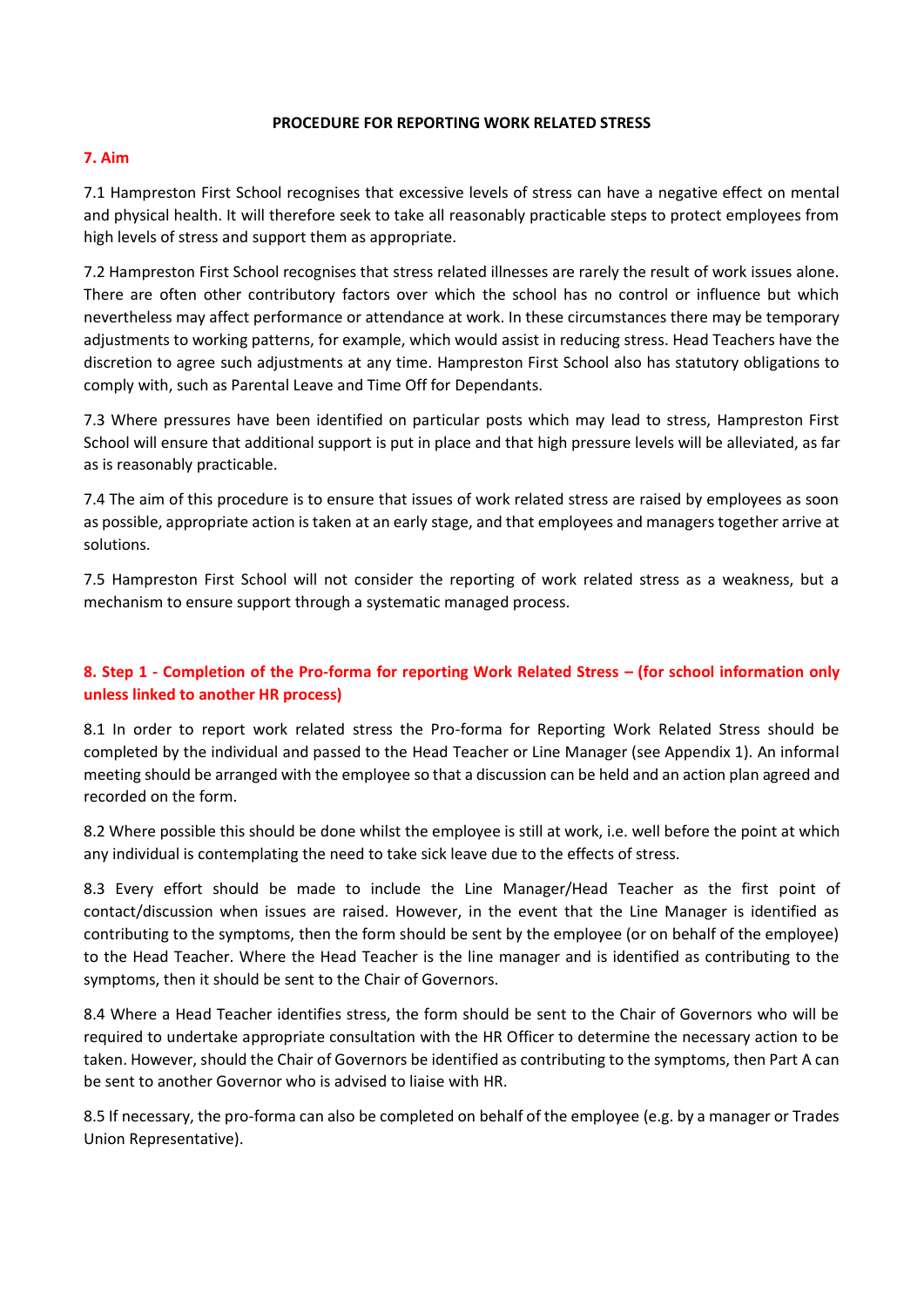**PROCEDURE FOR REPORTING WORK RELATED STRESS**

## 7. Aim

7.1 Hampreston First School recognises that excessive levels of stress can have a negative effect on mental and physical health. It will therefore seek to take all reasonably practicable steps to protect employees from high levels of stress and support them as appropriate.

7.2 Hampreston First School recognises that stress related illnesses are rarely the result of work issues alone. There are often other contributory factors over which the school has no control or influence but which nevertheless may affect performance or attendance at work. In these circumstances there may be temporary adjustments to working patterns, for example, which would assist in reducing stress. Head Teachers have the discretion to agree such adjustments at any time. Hampreston First School also has statutory obligations to comply with, such as Parental Leave and Time Off for Dependants.

7.3 Where pressures have been identified on particular posts which may lead to stress, Hampreston First School will ensure that additional support is put in place and that high pressure levels will be alleviated, as far as is reasonably practicable.

7.4 The aim of this procedure is to ensure that issues of work related stress are raised by employees as soon as possible, appropriate action is taken at an early stage, and that employees and managers together arrive at solutions.

7.5 Hampreston First School will not consider the reporting of work related stress as a weakness, but a mechanism to ensure support through a systematic managed process.

## 8. Step 1 - Completion of the Pro-forma for reporting Work Related Stress – (for school information only unless linked to another HR process)

8.1 In order to report work related stress the Pro-forma for Reporting Work Related Stress should be completed by the individual and passed to the Head Teacher or Line Manager (see Appendix 1). An informal meeting should be arranged with the employee so that a discussion can be held and an action plan agreed and recorded on the form.

8.2 Where possible this should be done whilst the employee is still at work, i.e. well before the point at which any individual is contemplating the need to take sick leave due to the effects of stress.

8.3 Every effort should be made to include the Line Manager/Head Teacher as the first point of contact/discussion when issues are raised. However, in the event that the Line Manager is identified as contributing to the symptoms, then the form should be sent by the employee (or on behalf of the employee) to the Head Teacher. Where the Head Teacher is the line manager and is identified as contributing to the symptoms, then it should be sent to the Chair of Governors.

8.4 Where a Head Teacher identifies stress, the form should be sent to the Chair of Governors who will be required to undertake appropriate consultation with the HR Officer to determine the necessary action to be taken. However, should the Chair of Governors be identified as contributing to the symptoms, then Part A can be sent to another Governor who is advised to liaise with HR.

8.5 If necessary, the pro-forma can also be completed on behalf of the employee (e.g. by a manager or Trades Union Representative).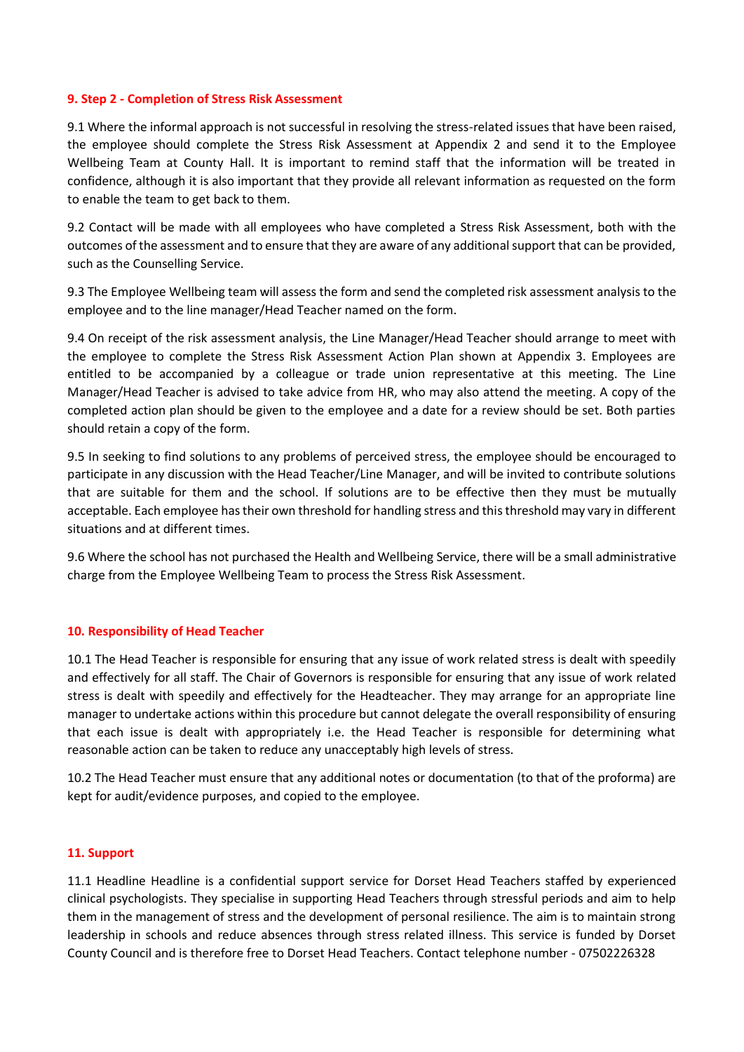## 9. Step 2 - Completion of Stress Risk Assessment

9.1 Where the informal approach is not successful in resolving the stress-related issues that have been raised, the employee should complete the Stress Risk Assessment at Appendix 2 and send it to the Employee Wellbeing Team at County Hall. It is important to remind staff that the information will be treated in confidence, although it is also important that they provide all relevant information as requested on the form to enable the team to get back to them.

9.2 Contact will be made with all employees who have completed a Stress Risk Assessment, both with the outcomes of the assessment and to ensure that they are aware of any additional support that can be provided, such as the Counselling Service.

9.3 The Employee Wellbeing team will assess the form and send the completed risk assessment analysis to the employee and to the line manager/Head Teacher named on the form.

9.4 On receipt of the risk assessment analysis, the Line Manager/Head Teacher should arrange to meet with the employee to complete the Stress Risk Assessment Action Plan shown at Appendix 3. Employees are entitled to be accompanied by a colleague or trade union representative at this meeting. The Line Manager/Head Teacher is advised to take advice from HR, who may also attend the meeting. A copy of the completed action plan should be given to the employee and a date for a review should be set. Both parties should retain a copy of the form.

9.5 In seeking to find solutions to any problems of perceived stress, the employee should be encouraged to participate in any discussion with the Head Teacher/Line Manager, and will be invited to contribute solutions that are suitable for them and the school. If solutions are to be effective then they must be mutually acceptable. Each employee has their own threshold for handling stress and this threshold may vary in different situations and at different times.

9.6 Where the school has not purchased the Health and Wellbeing Service, there will be a small administrative charge from the Employee Wellbeing Team to process the Stress Risk Assessment.

## 10. Responsibility of Head Teacher

10.1 The Head Teacher is responsible for ensuring that any issue of work related stress is dealt with speedily and effectively for all staff. The Chair of Governors is responsible for ensuring that any issue of work related stress is dealt with speedily and effectively for the Headteacher. They may arrange for an appropriate line manager to undertake actions within this procedure but cannot delegate the overall responsibility of ensuring that each issue is dealt with appropriately i.e. the Head Teacher is responsible for determining what reasonable action can be taken to reduce any unacceptably high levels of stress.

10.2 The Head Teacher must ensure that any additional notes or documentation (to that of the proforma) are kept for audit/evidence purposes, and copied to the employee.

## 11. Support

11.1 Headline Headline is a confidential support service for Dorset Head Teachers staffed by experienced clinical psychologists. They specialise in supporting Head Teachers through stressful periods and aim to help them in the management of stress and the development of personal resilience. The aim is to maintain strong leadership in schools and reduce absences through stress related illness. This service is funded by Dorset County Council and is therefore free to Dorset Head Teachers. Contact telephone number - 07502226328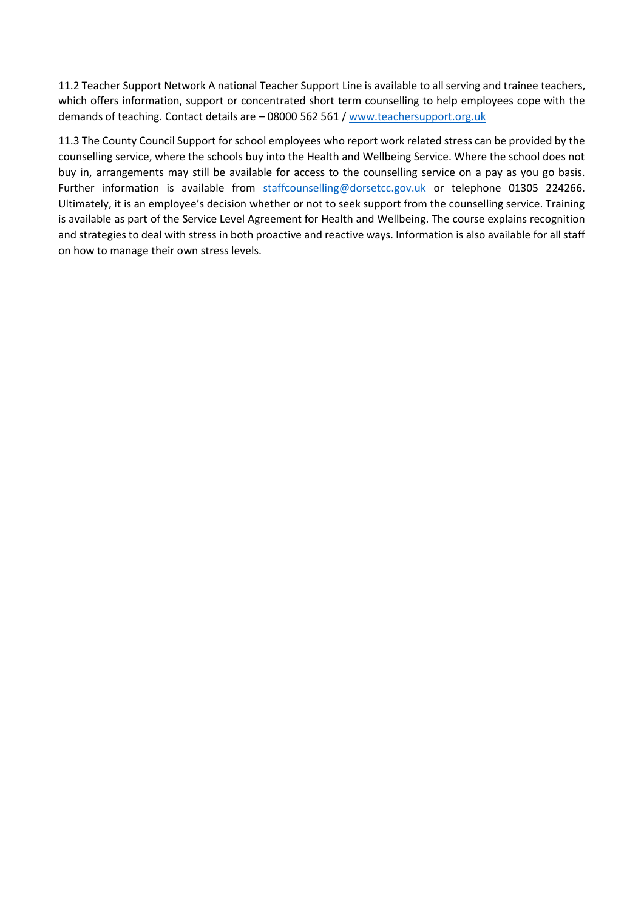11.2 Teacher Support Network A national Teacher Support Line is available to all serving and trainee teachers, which offers information, support or concentrated short term counselling to help employees cope with the demands of teaching. Contact details are – 08000 562 561 / [www.teachersupport.org.uk](http://www.teachersupport.org.uk)

11.3 The County Council Support for school employees who report work related stress can be provided by the counselling service, where the schools buy into the Health and Wellbeing Service. Where the school does not buy in, arrangements may still be available for access to the counselling service on a pay as you go basis. Further information is available from [staffcounselling@dorsetcc.gov.uk](mailto:staffcounselling@dorsetcc.gov.uk) or telephone 01305 224266. Ultimately, it is an employee's decision whether or not to seek support from the counselling service. Training is available as part of the Service Level Agreement for Health and Wellbeing. The course explains recognition and strategies to deal with stress in both proactive and reactive ways. Information is also available for all staff on how to manage their own stress levels.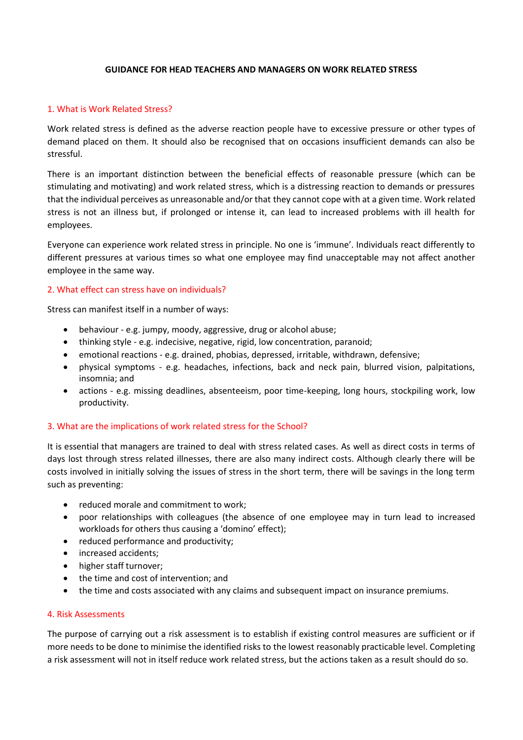**GUIDANCE FOR HEAD TEACHERS AND MANAGERS ON WORK RELATED STRESS**

## 1. What is Work Related Stress?

Work related stress is defined as the adverse reaction people have to excessive pressure or other types of demand placed on them. It should also be recognised that on occasions insufficient demands can also be stressful.

There is an important distinction between the beneficial effects of reasonable pressure (which can be stimulating and motivating) and work related stress, which is a distressing reaction to demands or pressures that the individual perceives as unreasonable and/or that they cannot cope with at a given time. Work related stress is not an illness but, if prolonged or intense it, can lead to increased problems with ill health for employees.

Everyone can experience work related stress in principle. No one is 'immune'. Individuals react differently to different pressures at various times so what one employee may find unacceptable may not affect another employee in the same way.

## 2. What effect can stress have on individuals?

Stress can manifest itself in a number of ways:

- behaviour - e.g. jumpy, moody, aggressive, drug or alcohol abuse;
- thinking style - e.g. indecisive, negative, rigid, low concentration, paranoid;
- emotional reactions - e.g. drained, phobias, depressed, irritable, withdrawn, defensive;
- physical symptoms - e.g. headaches, infections, back and neck pain, blurred vision, palpitations, insomnia; and
- actions - e.g. missing deadlines, absenteeism, poor time-keeping, long hours, stockpiling work, low productivity.

## 3. What are the implications of work related stress for the School?

It is essential that managers are trained to deal with stress related cases. As well as direct costs in terms of days lost through stress related illnesses, there are also many indirect costs. Although clearly there will be costs involved in initially solving the issues of stress in the short term, there will be savings in the long term such as preventing:

- reduced morale and commitment to work;
- poor relationships with colleagues (the absence of one employee may in turn lead to increased workloads for others thus causing a 'domino' effect);
- reduced performance and productivity;
- increased accidents;
- higher staff turnover;
- the time and cost of intervention; and
- the time and costs associated with any claims and subsequent impact on insurance premiums.

## 4. Risk Assessments

The purpose of carrying out a risk assessment is to establish if existing control measures are sufficient or if more needs to be done to minimise the identified risks to the lowest reasonably practicable level. Completing a risk assessment will not in itself reduce work related stress, but the actions taken as a result should do so.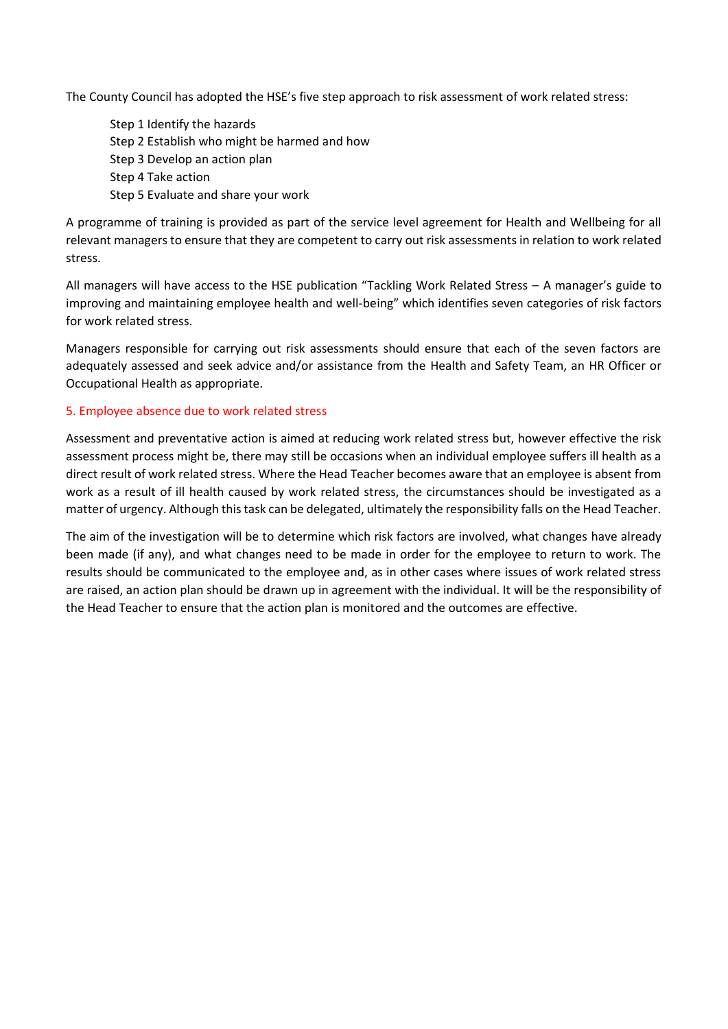The County Council has adopted the HSE's five step approach to risk assessment of work related stress:

Step 1 Identify the hazards  
Step 2 Establish who might be harmed and how  
Step 3 Develop an action plan  
Step 4 Take action  
Step 5 Evaluate and share your work

A programme of training is provided as part of the service level agreement for Health and Wellbeing for all relevant managers to ensure that they are competent to carry out risk assessments in relation to work related stress.

All managers will have access to the HSE publication "Tackling Work Related Stress – A manager's guide to improving and maintaining employee health and well-being" which identifies seven categories of risk factors for work related stress.

Managers responsible for carrying out risk assessments should ensure that each of the seven factors are adequately assessed and seek advice and/or assistance from the Health and Safety Team, an HR Officer or Occupational Health as appropriate.

## 5. Employee absence due to work related stress

Assessment and preventative action is aimed at reducing work related stress but, however effective the risk assessment process might be, there may still be occasions when an individual employee suffers ill health as a direct result of work related stress. Where the Head Teacher becomes aware that an employee is absent from work as a result of ill health caused by work related stress, the circumstances should be investigated as a matter of urgency. Although this task can be delegated, ultimately the responsibility falls on the Head Teacher.

The aim of the investigation will be to determine which risk factors are involved, what changes have already been made (if any), and what changes need to be made in order for the employee to return to work. The results should be communicated to the employee and, as in other cases where issues of work related stress are raised, an action plan should be drawn up in agreement with the individual. It will be the responsibility of the Head Teacher to ensure that the action plan is monitored and the outcomes are effective.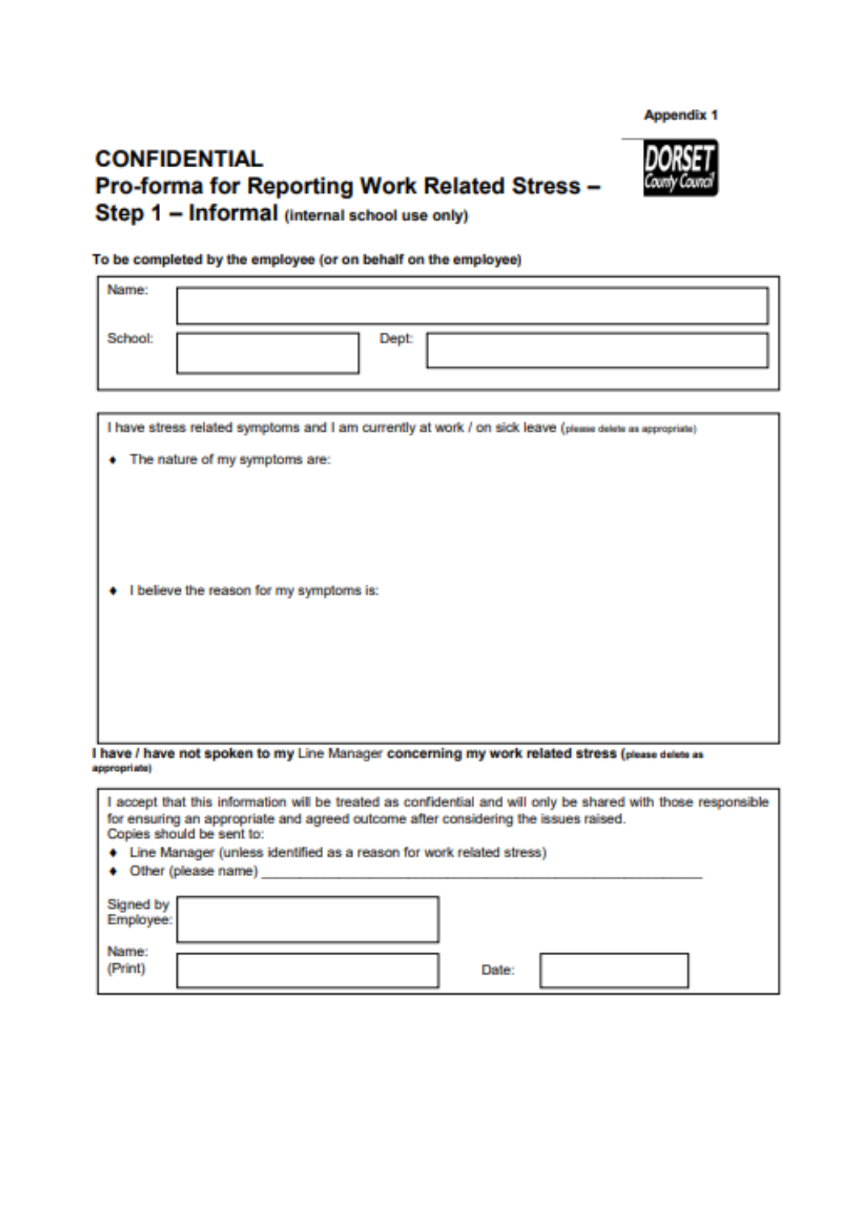Appendix 1

DORSET County Council

# CONFIDENTIAL

## Pro-forma for Reporting Work Related Stress – Step 1 – Informal (internal school use only)

**To be completed by the employee (or on behalf on the employee)**

| | | | |
|---|---|---|---|
| Name: | | | |
| School: | | Dept: | |

I have stress related symptoms and I am currently at work / on sick leave (please delete as appropriate)

- The nature of my symptoms are:

- I believe the reason for my symptoms is:

**I have / have not spoken to my** Line Manager **concerning my work related stress** (please delete as appropriate)

I accept that this information will be treated as confidential and will only be shared with those responsible for ensuring an appropriate and agreed outcome after considering the issues raised.
Copies should be sent to:

- Line Manager (unless identified as a reason for work related stress)
- Other (please name) ______________________________________________

| | | | |
|---|---|---|---|
| Signed by Employee: | | | |
| Name: (Print) | | Date: | |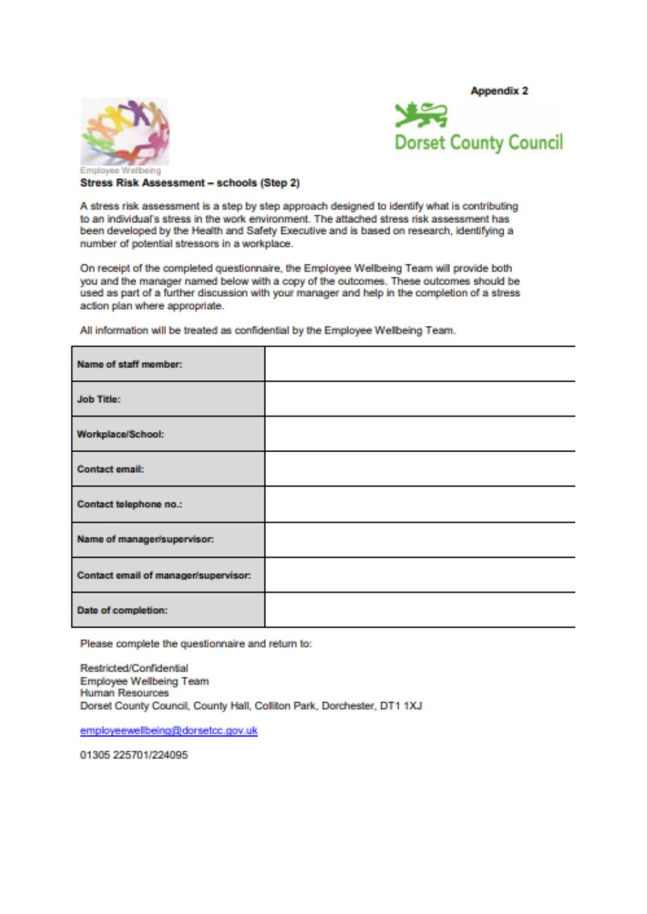Appendix 2

Dorset County Council

Employee Wellbeing

**Stress Risk Assessment – schools (Step 2)**

A stress risk assessment is a step by step approach designed to identify what is contributing to an individual's stress in the work environment. The attached stress risk assessment has been developed by the Health and Safety Executive and is based on research, identifying a number of potential stressors in a workplace.

On receipt of the completed questionnaire, the Employee Wellbeing Team will provide both you and the manager named below with a copy of the outcomes. These outcomes should be used as part of a further discussion with your manager and help in the completion of a stress action plan where appropriate.

All information will be treated as confidential by the Employee Wellbeing Team.

| | |
|---|---|
| **Name of staff member:** | |
| **Job Title:** | |
| **Workplace/School:** | |
| **Contact email:** | |
| **Contact telephone no.:** | |
| **Name of manager/supervisor:** | |
| **Contact email of manager/supervisor:** | |
| **Date of completion:** | |

Please complete the questionnaire and return to:

Restricted/Confidential
Employee Wellbeing Team
Human Resources
Dorset County Council, County Hall, Colliton Park, Dorchester, DT1 1XJ

employeewellbeing@dorsetcc.gov.uk

01305 225701/224095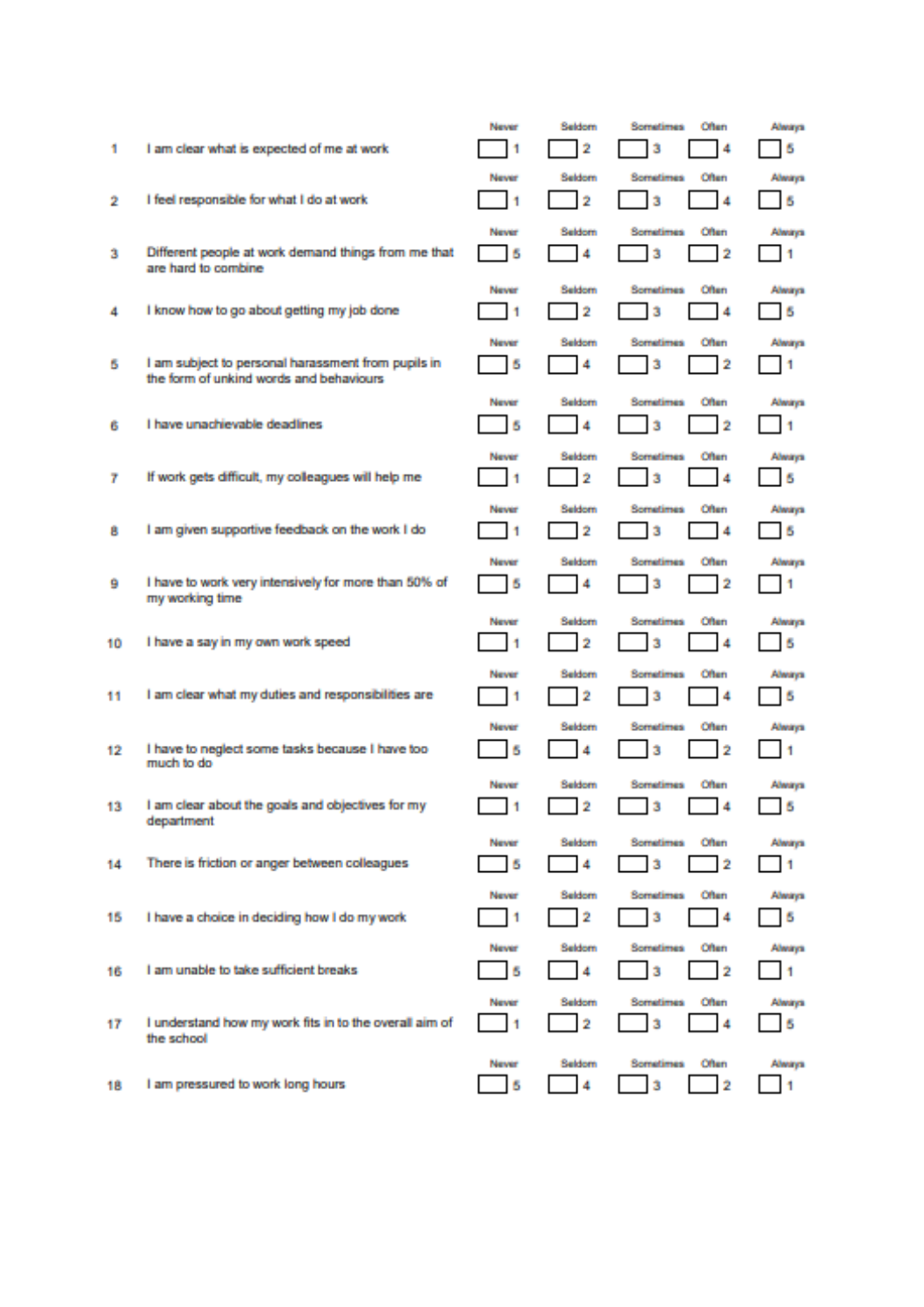| | | Never | Seldom | Sometimes | Often | Always |
|---|---|---|---|---|---|---|
| 1 | I am clear what is expected of me at work | 1 | 2 | 3 | 4 | 5 |
| 2 | I feel responsible for what I do at work | 1 | 2 | 3 | 4 | 5 |
| 3 | Different people at work demand things from me that are hard to combine | 5 | 4 | 3 | 2 | 1 |
| 4 | I know how to go about getting my job done | 1 | 2 | 3 | 4 | 5 |
| 5 | I am subject to personal harassment from pupils in the form of unkind words and behaviours | 5 | 4 | 3 | 2 | 1 |
| 6 | I have unachievable deadlines | 5 | 4 | 3 | 2 | 1 |
| 7 | If work gets difficult, my colleagues will help me | 1 | 2 | 3 | 4 | 5 |
| 8 | I am given supportive feedback on the work I do | 1 | 2 | 3 | 4 | 5 |
| 9 | I have to work very intensively for more than 50% of my working time | 5 | 4 | 3 | 2 | 1 |
| 10 | I have a say in my own work speed | 1 | 2 | 3 | 4 | 5 |
| 11 | I am clear what my duties and responsibilities are | 1 | 2 | 3 | 4 | 5 |
| 12 | I have to neglect some tasks because I have too much to do | 5 | 4 | 3 | 2 | 1 |
| 13 | I am clear about the goals and objectives for my department | 1 | 2 | 3 | 4 | 5 |
| 14 | There is friction or anger between colleagues | 5 | 4 | 3 | 2 | 1 |
| 15 | I have a choice in deciding how I do my work | 1 | 2 | 3 | 4 | 5 |
| 16 | I am unable to take sufficient breaks | 5 | 4 | 3 | 2 | 1 |
| 17 | I understand how my work fits in to the overall aim of the school | 1 | 2 | 3 | 4 | 5 |
| 18 | I am pressured to work long hours | 5 | 4 | 3 | 2 | 1 |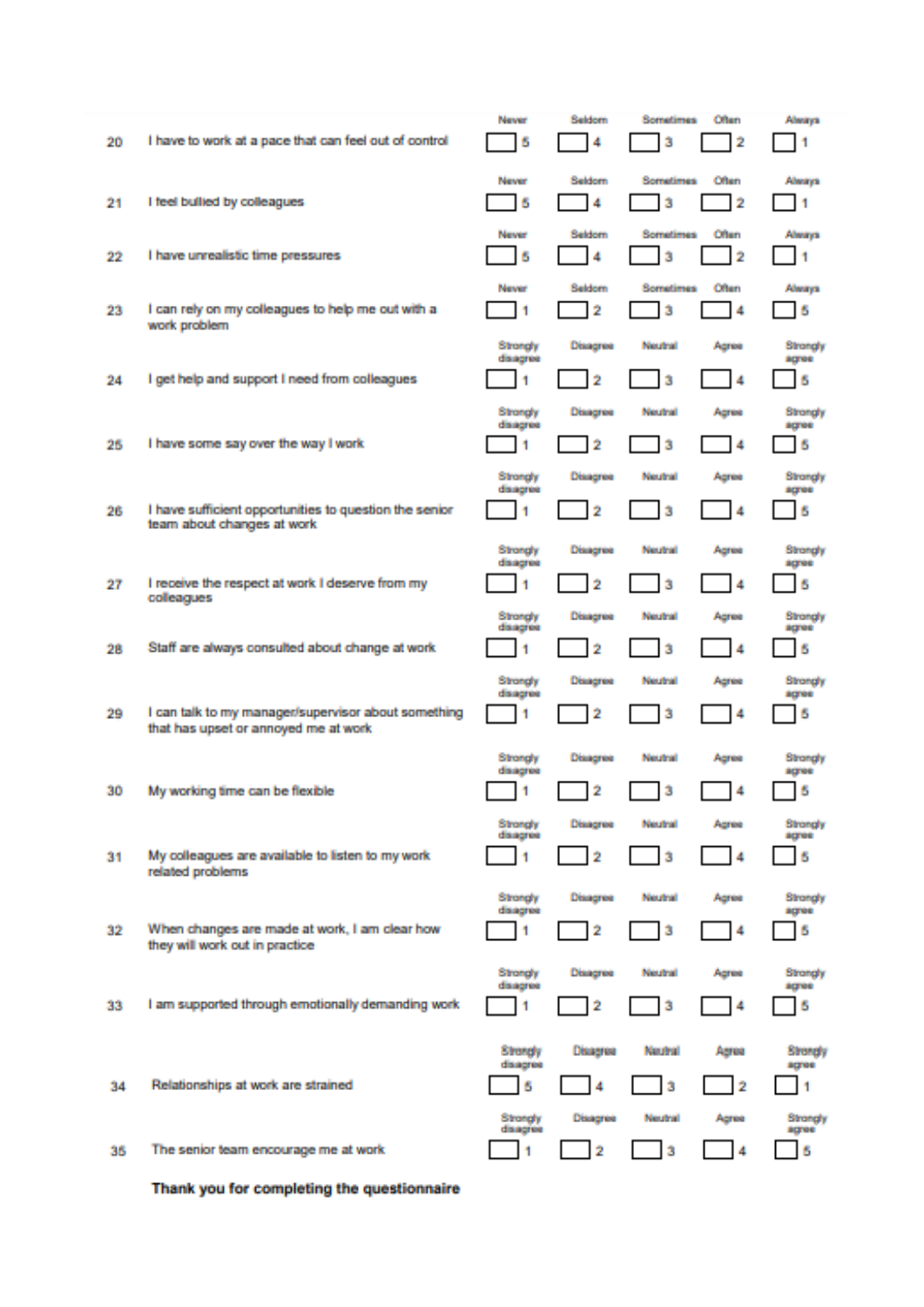| No. | Item | | | | | |
|---|---|---|---|---|---|---|
| | | Never | Seldom | Sometimes | Often | Always |
| 20 | I have to work at a pace that can feel out of control | ☐ 5 | ☐ 4 | ☐ 3 | ☐ 2 | ☐ 1 |
| | | Never | Seldom | Sometimes | Often | Always |
| 21 | I feel bullied by colleagues | ☐ 5 | ☐ 4 | ☐ 3 | ☐ 2 | ☐ 1 |
| | | Never | Seldom | Sometimes | Often | Always |
| 22 | I have unrealistic time pressures | ☐ 5 | ☐ 4 | ☐ 3 | ☐ 2 | ☐ 1 |
| | | Never | Seldom | Sometimes | Often | Always |
| 23 | I can rely on my colleagues to help me out with a work problem | ☐ 1 | ☐ 2 | ☐ 3 | ☐ 4 | ☐ 5 |
| | | Strongly disagree | Disagree | Neutral | Agree | Strongly agree |
| 24 | I get help and support I need from colleagues | ☐ 1 | ☐ 2 | ☐ 3 | ☐ 4 | ☐ 5 |
| | | Strongly disagree | Disagree | Neutral | Agree | Strongly agree |
| 25 | I have some say over the way I work | ☐ 1 | ☐ 2 | ☐ 3 | ☐ 4 | ☐ 5 |
| | | Strongly disagree | Disagree | Neutral | Agree | Strongly agree |
| 26 | I have sufficient opportunities to question the senior team about changes at work | ☐ 1 | ☐ 2 | ☐ 3 | ☐ 4 | ☐ 5 |
| | | Strongly disagree | Disagree | Neutral | Agree | Strongly agree |
| 27 | I receive the respect at work I deserve from my colleagues | ☐ 1 | ☐ 2 | ☐ 3 | ☐ 4 | ☐ 5 |
| | | Strongly disagree | Disagree | Neutral | Agree | Strongly agree |
| 28 | Staff are always consulted about change at work | ☐ 1 | ☐ 2 | ☐ 3 | ☐ 4 | ☐ 5 |
| | | Strongly disagree | Disagree | Neutral | Agree | Strongly agree |
| 29 | I can talk to my manager/supervisor about something that has upset or annoyed me at work | ☐ 1 | ☐ 2 | ☐ 3 | ☐ 4 | ☐ 5 |
| | | Strongly disagree | Disagree | Neutral | Agree | Strongly agree |
| 30 | My working time can be flexible | ☐ 1 | ☐ 2 | ☐ 3 | ☐ 4 | ☐ 5 |
| | | Strongly disagree | Disagree | Neutral | Agree | Strongly agree |
| 31 | My colleagues are available to listen to my work related problems | ☐ 1 | ☐ 2 | ☐ 3 | ☐ 4 | ☐ 5 |
| | | Strongly disagree | Disagree | Neutral | Agree | Strongly agree |
| 32 | When changes are made at work, I am clear how they will work out in practice | ☐ 1 | ☐ 2 | ☐ 3 | ☐ 4 | ☐ 5 |
| | | Strongly disagree | Disagree | Neutral | Agree | Strongly agree |
| 33 | I am supported through emotionally demanding work | ☐ 1 | ☐ 2 | ☐ 3 | ☐ 4 | ☐ 5 |
| | | Strongly disagree | Disagree | Neutral | Agree | Strongly agree |
| 34 | Relationships at work are strained | ☐ 5 | ☐ 4 | ☐ 3 | ☐ 2 | ☐ 1 |
| | | Strongly disagree | Disagree | Neutral | Agree | Strongly agree |
| 35 | The senior team encourage me at work | ☐ 1 | ☐ 2 | ☐ 3 | ☐ 4 | ☐ 5 |

**Thank you for completing the questionnaire**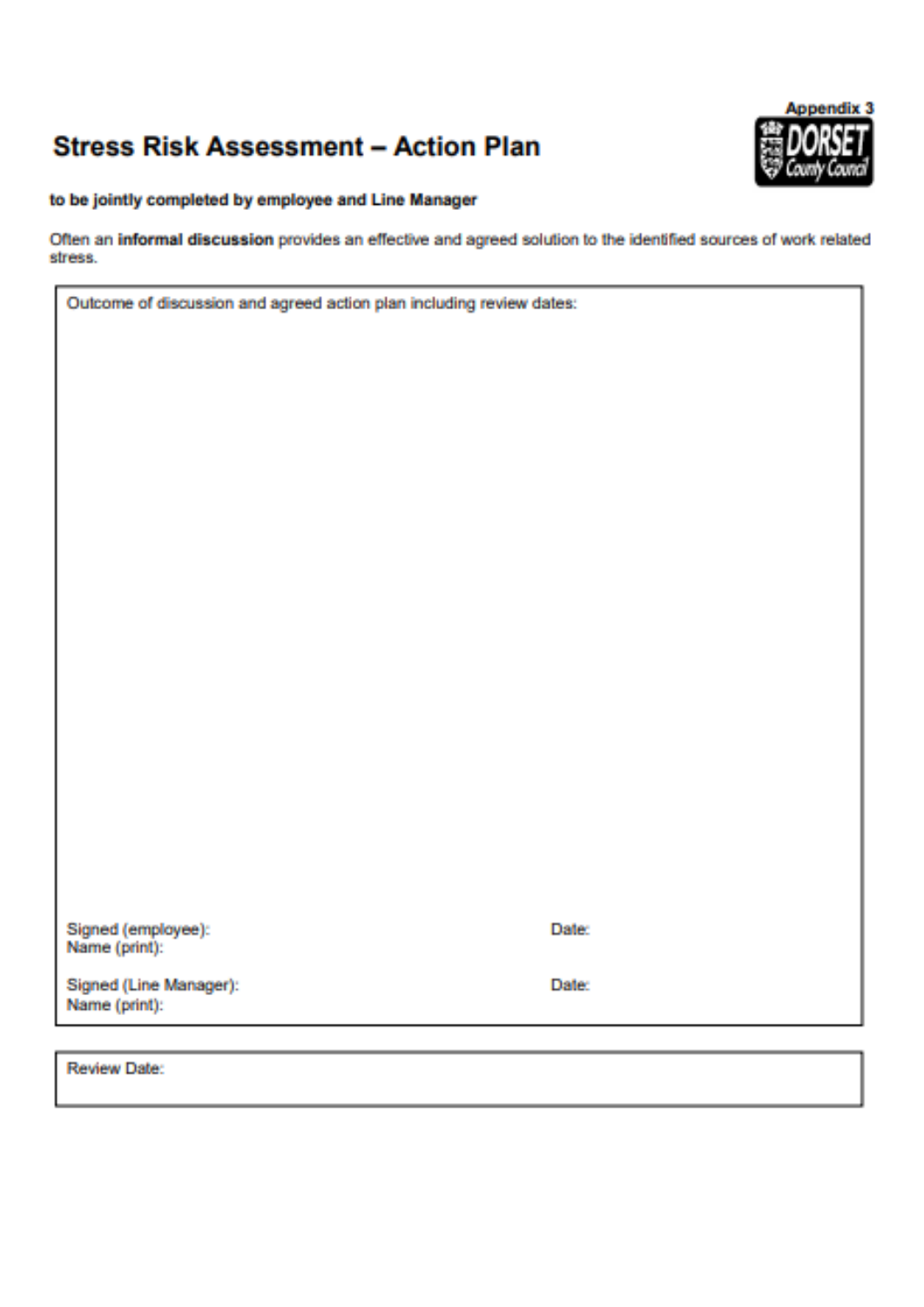Appendix 3

DORSET County Council

# Stress Risk Assessment – Action Plan

**to be jointly completed by employee and Line Manager**

Often an **informal discussion** provides an effective and agreed solution to the identified sources of work related stress.

| |
|---|
| Outcome of discussion and agreed action plan including review dates: |
| Signed (employee): Date:<br>Name (print): |
| Signed (Line Manager): Date:<br>Name (print): |

| |
|---|
| Review Date: |